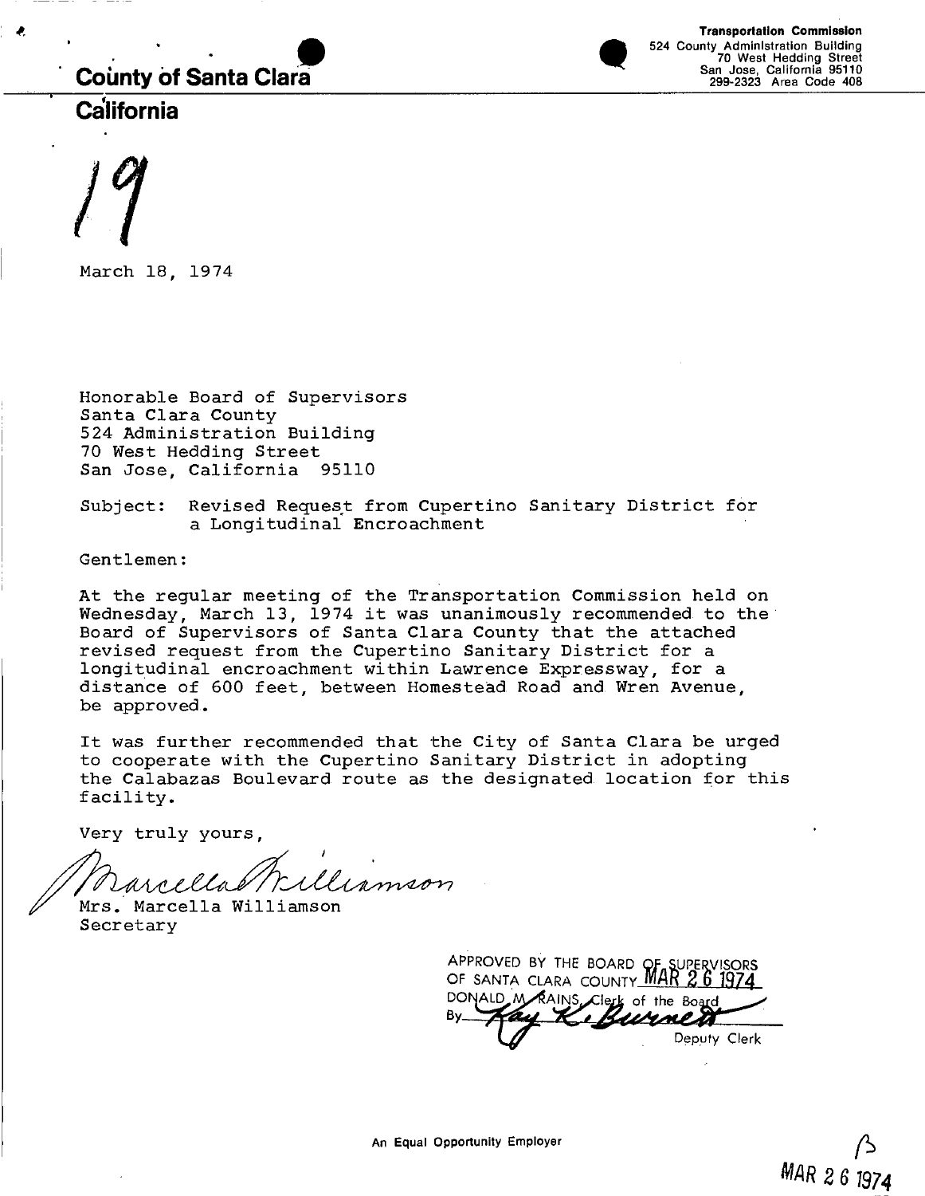**County of Santa Clara**

**California**

**Transportation Commission**
524 County Administration Building
70 West Hedding Street
San Jose, California 95110
299-2323 Area Code 408

19

March 18, 1974

Honorable Board of Supervisors
Santa Clara County
524 Administration Building
70 West Hedding Street
San Jose, California 95110

Subject: Revised Request from Cupertino Sanitary District for a Longitudinal Encroachment

Gentlemen:

At the regular meeting of the Transportation Commission held on Wednesday, March 13, 1974 it was unanimously recommended to the Board of Supervisors of Santa Clara County that the attached revised request from the Cupertino Sanitary District for a longitudinal encroachment within Lawrence Expressway, for a distance of 600 feet, between Homestead Road and Wren Avenue, be approved.

It was further recommended that the City of Santa Clara be urged to cooperate with the Cupertino Sanitary District in adopting the Calabazas Boulevard route as the designated location for this facility.

Very truly yours,

Marcella Williamson

Mrs. Marcella Williamson
Secretary

APPROVED BY THE BOARD OF SUPERVISORS
OF SANTA CLARA COUNTY MAR 26 1974
DONALD M. RAINS, Clerk of the Board
By Kay K. Burnett
Deputy Clerk

An Equal Opportunity Employer

13
MAR 26 1974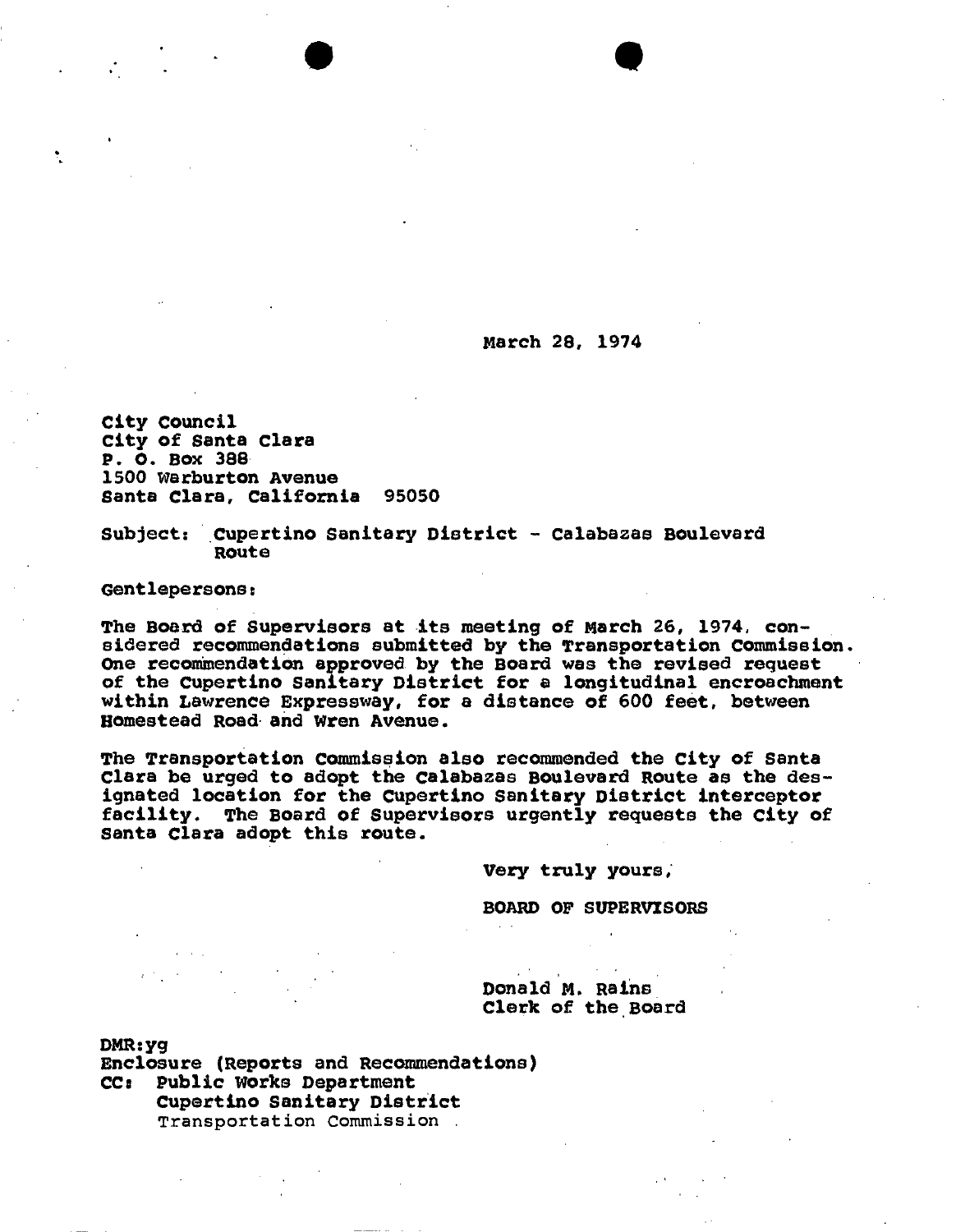March 28, 1974

City Council
City of Santa Clara
P. O. Box 388
1500 Warburton Avenue
Santa Clara, California 95050

Subject: Cupertino Sanitary District - Calabazas Boulevard Route

Gentlepersons:

The Board of Supervisors at its meeting of March 26, 1974, considered recommendations submitted by the Transportation Commission. One recommendation approved by the Board was the revised request of the Cupertino Sanitary District for a longitudinal encroachment within Lawrence Expressway, for a distance of 600 feet, between Homestead Road and Wren Avenue.

The Transportation Commission also recommended the City of Santa Clara be urged to adopt the Calabazas Boulevard Route as the designated location for the Cupertino Sanitary District interceptor facility. The Board of Supervisors urgently requests the City of Santa Clara adopt this route.

Very truly yours,

BOARD OF SUPERVISORS

Donald M. Rains
Clerk of the Board

DMR:yg
Enclosure (Reports and Recommendations)
CC: Public Works Department
Cupertino Sanitary District
Transportation Commission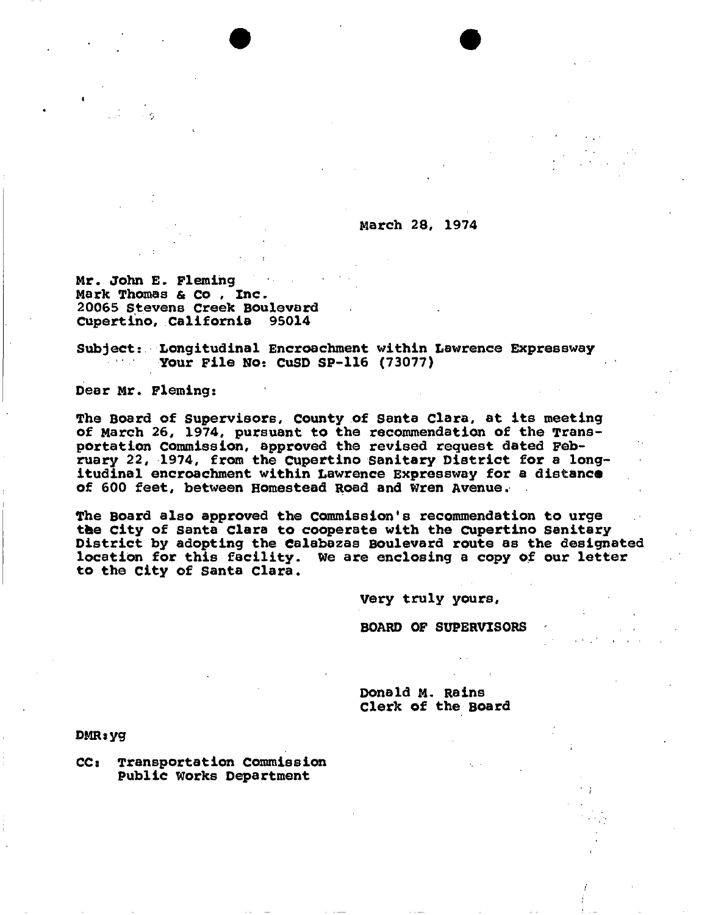March 28, 1974

Mr. John E. Fleming
Mark Thomas & Co , Inc.
20065 Stevens Creek Boulevard
Cupertino, California 95014

Subject: Longitudinal Encroachment within Lawrence Expressway
Your File No: CuSD SP-116 (73077)

Dear Mr. Fleming:

The Board of Supervisors, County of Santa Clara, at its meeting of March 26, 1974, pursuant to the recommendation of the Transportation Commission, approved the revised request dated February 22, 1974, from the Cupertino Sanitary District for a longitudinal encroachment within Lawrence Expressway for a distance of 600 feet, between Homestead Road and Wren Avenue.

The Board also approved the Commission's recommendation to urge the City of Santa Clara to cooperate with the Cupertino Sanitary District by adopting the Calabazas Boulevard route as the designated location for this facility. We are enclosing a copy of our letter to the City of Santa Clara.

Very truly yours,

BOARD OF SUPERVISORS

Donald M. Rains
Clerk of the Board

DMR:yg

CC: Transportation Commission
Public Works Department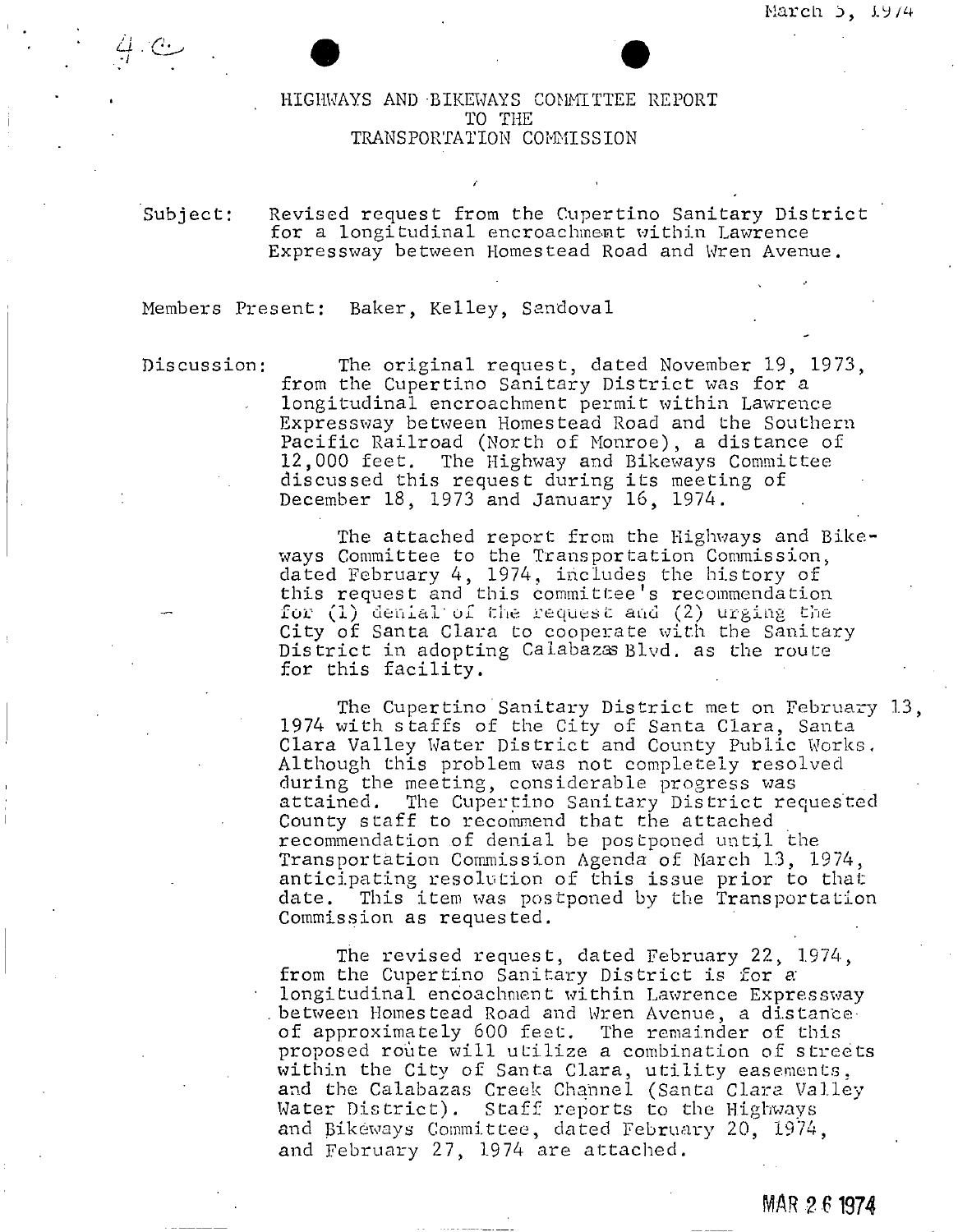4.c

March 5, 1974

# HIGHWAYS AND BIKEWAYS COMMITTEE REPORT TO THE TRANSPORTATION COMMISSION

Subject: Revised request from the Cupertino Sanitary District for a longitudinal encroachment within Lawrence Expressway between Homestead Road and Wren Avenue.

Members Present: Baker, Kelley, Sandoval

Discussion: The original request, dated November 19, 1973, from the Cupertino Sanitary District was for a longitudinal encroachment permit within Lawrence Expressway between Homestead Road and the Southern Pacific Railroad (North of Monroe), a distance of 12,000 feet. The Highway and Bikeways Committee discussed this request during its meeting of December 18, 1973 and January 16, 1974.

The attached report from the Highways and Bikeways Committee to the Transportation Commission, dated February 4, 1974, includes the history of this request and this committee's recommendation for (1) denial of the request and (2) urging the City of Santa Clara to cooperate with the Sanitary District in adopting Calabazas Blvd. as the route for this facility.

The Cupertino Sanitary District met on February 13, 1974 with staffs of the City of Santa Clara, Santa Clara Valley Water District and County Public Works. Although this problem was not completely resolved during the meeting, considerable progress was attained. The Cupertino Sanitary District requested County staff to recommend that the attached recommendation of denial be postponed until the Transportation Commission Agenda of March 13, 1974, anticipating resolution of this issue prior to that date. This item was postponed by the Transportation Commission as requested.

The revised request, dated February 22, 1974, from the Cupertino Sanitary District is for a longitudinal encoachment within Lawrence Expressway between Homestead Road and Wren Avenue, a distance of approximately 600 feet. The remainder of this proposed route will utilize a combination of streets within the City of Santa Clara, utility easements, and the Calabazas Creek Channel (Santa Clara Valley Water District). Staff reports to the Highways and Bikeways Committee, dated February 20, 1974, and February 27, 1974 are attached.

MAR 26 1974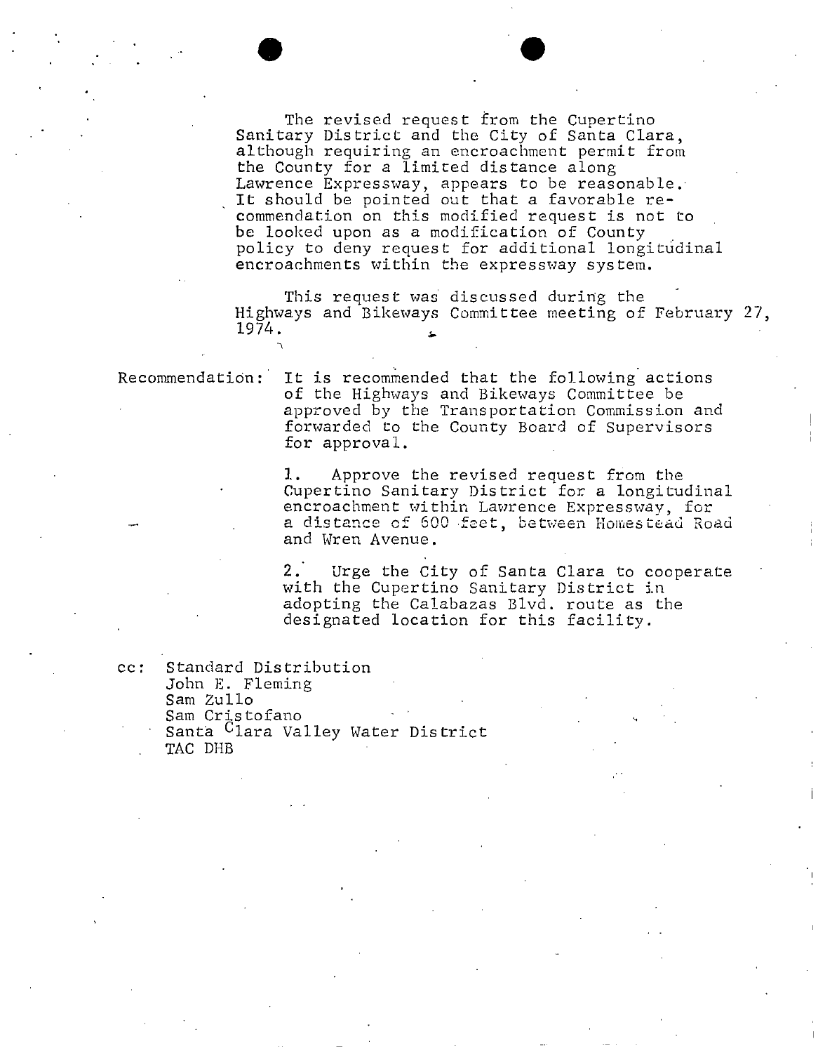The revised request from the Cupertino Sanitary District and the City of Santa Clara, although requiring an encroachment permit from the County for a limited distance along Lawrence Expressway, appears to be reasonable. It should be pointed out that a favorable recommendation on this modified request is not to be looked upon as a modification of County policy to deny request for additional longitudinal encroachments within the expressway system.

This request was discussed during the Highways and Bikeways Committee meeting of February 27, 1974.

Recommendation: It is recommended that the following actions of the Highways and Bikeways Committee be approved by the Transportation Commission and forwarded to the County Board of Supervisors for approval.

1. Approve the revised request from the Cupertino Sanitary District for a longitudinal encroachment within Lawrence Expressway, for a distance of 600 feet, between Homestead Road and Wren Avenue.

2. Urge the City of Santa Clara to cooperate with the Cupertino Sanitary District in adopting the Calabazas Blvd. route as the designated location for this facility.

cc: Standard Distribution
John E. Fleming
Sam Zullo
Sam Cristofano
Santa Clara Valley Water District
TAC DHB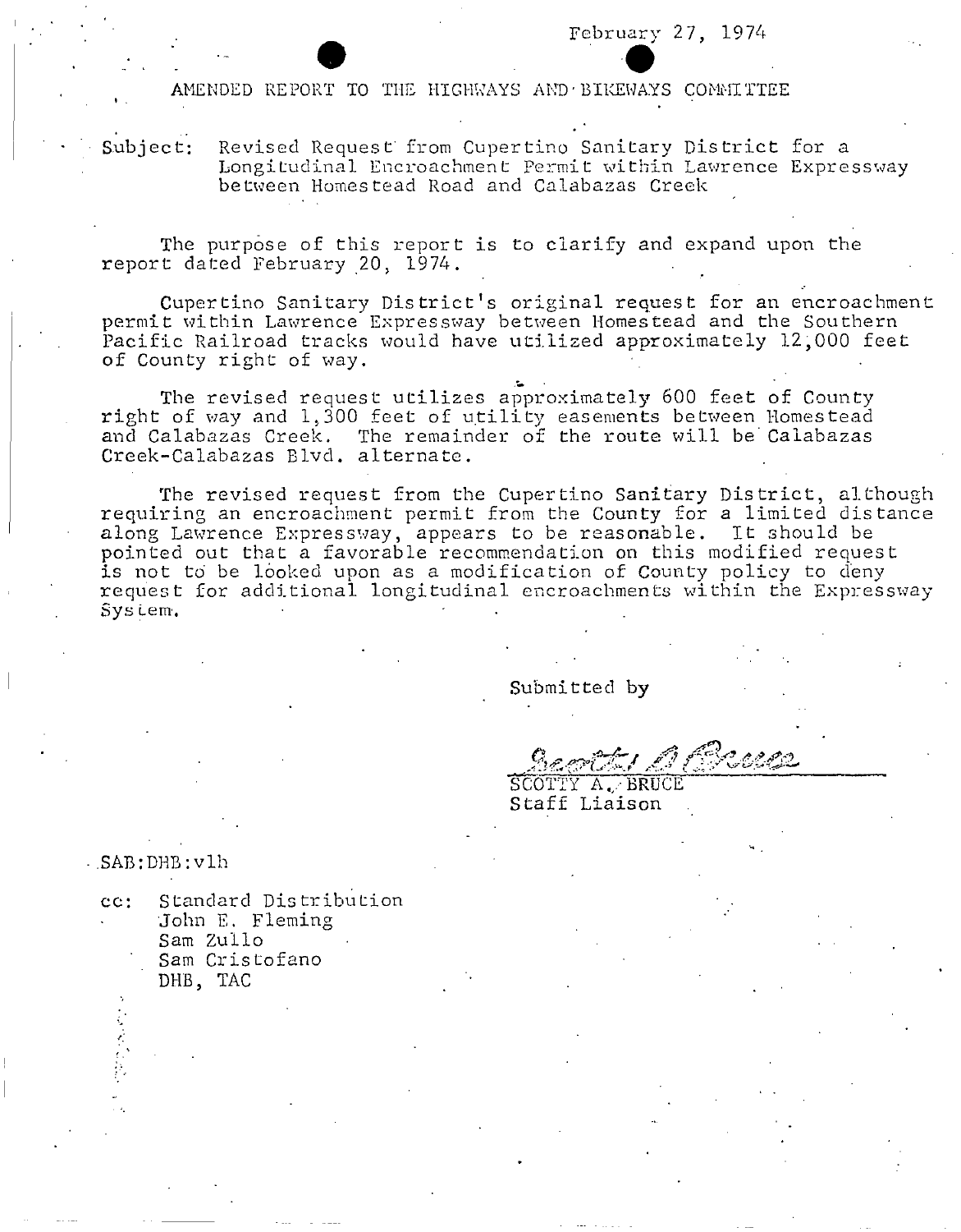February 27, 1974

AMENDED REPORT TO THE HIGHWAYS AND BIKEWAYS COMMITTEE

Subject: Revised Request from Cupertino Sanitary District for a Longitudinal Encroachment Permit within Lawrence Expressway between Homestead Road and Calabazas Creek

The purpose of this report is to clarify and expand upon the report dated February 20, 1974.

Cupertino Sanitary District's original request for an encroachment permit within Lawrence Expressway between Homestead and the Southern Pacific Railroad tracks would have utilized approximately 12,000 feet of County right of way.

The revised request utilizes approximately 600 feet of County right of way and 1,300 feet of utility easements between Homestead and Calabazas Creek. The remainder of the route will be Calabazas Creek-Calabazas Blvd. alternate.

The revised request from the Cupertino Sanitary District, although requiring an encroachment permit from the County for a limited distance along Lawrence Expressway, appears to be reasonable. It should be pointed out that a favorable recommendation on this modified request is not to be looked upon as a modification of County policy to deny request for additional longitudinal encroachments within the Expressway System.

Submitted by

Scotty A. Bruce

SCOTTY A. BRUCE
Staff Liaison

SAB:DHB:vlh

cc: Standard Distribution
John E. Fleming
Sam Zullo
Sam Cristofano
DHB, TAC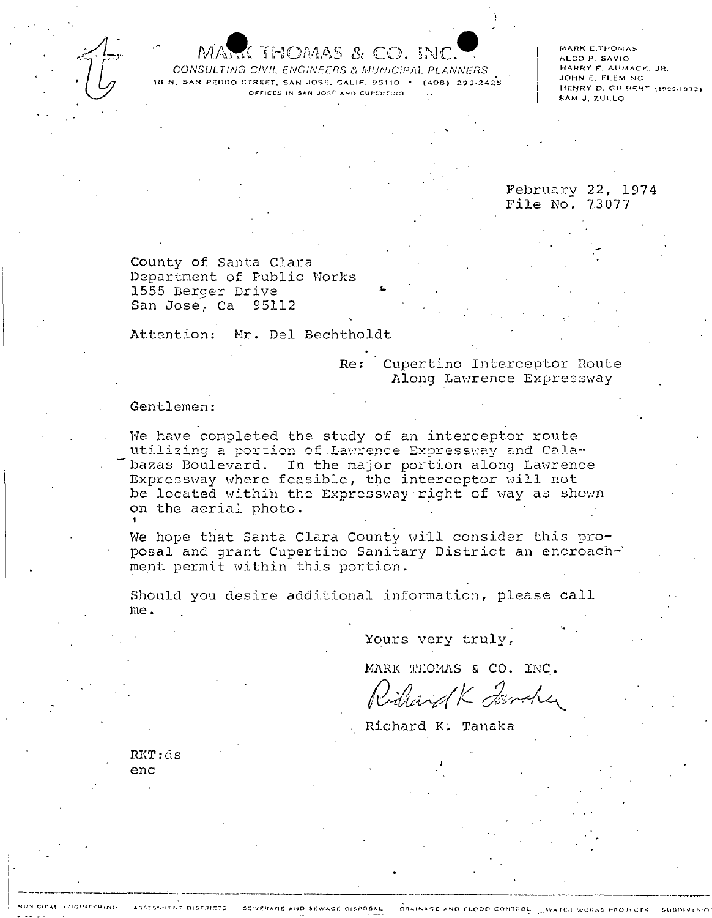MARK THOMAS & CO. INC.
*CONSULTING CIVIL ENGINEERS & MUNICIPAL PLANNERS*
18 N. SAN PEDRO STREET, SAN JOSE, CALIF. 95110 • (408) 295-2425
OFFICES IN SAN JOSE AND CUPERTINO

MARK E. THOMAS
ALDO P. SAVIO
HARRY F. AUMACK, JR.
JOHN E. FLEMING
HENRY D. GILBERT (1905-1972)
SAM J. ZULLO

February 22, 1974
File No. 73077

County of Santa Clara
Department of Public Works
1555 Berger Drive
San Jose, Ca 95112

Attention: Mr. Del Bechtholdt

Re: Cupertino Interceptor Route
Along Lawrence Expressway

Gentlemen:

We have completed the study of an interceptor route utilizing a portion of Lawrence Expressway and Calabazas Boulevard. In the major portion along Lawrence Expressway where feasible, the interceptor will not be located within the Expressway right of way as shown on the aerial photo.

We hope that Santa Clara County will consider this proposal and grant Cupertino Sanitary District an encroachment permit within this portion.

Should you desire additional information, please call me.

Yours very truly,

MARK THOMAS & CO. INC.

Richard K. Tanaka

RKT:ds
enc

MUNICIPAL ENGINEERING    ASSESSMENT DISTRICTS    SEWERAGE AND SEWAGE DISPOSAL    DRAINAGE AND FLOOD CONTROL    WATER WORKS PROJECTS    SUBDIVISIONS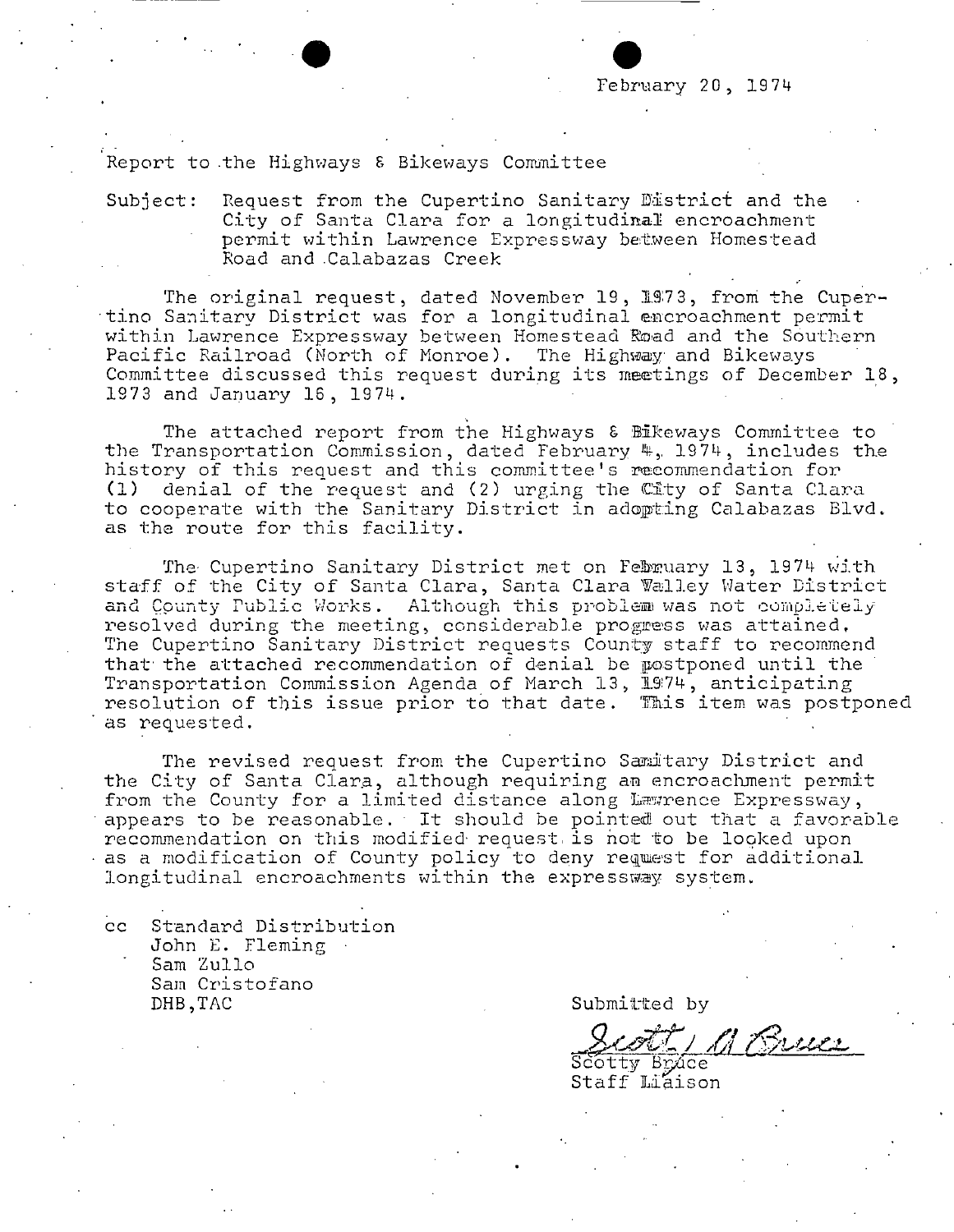February 20, 1974

Report to the Highways & Bikeways Committee

Subject: Request from the Cupertino Sanitary District and the City of Santa Clara for a longitudinal encroachment permit within Lawrence Expressway between Homestead Road and Calabazas Creek

The original request, dated November 19, 1973, from the Cupertino Sanitary District was for a longitudinal encroachment permit within Lawrence Expressway between Homestead Road and the Southern Pacific Railroad (North of Monroe). The Highway and Bikeways Committee discussed this request during its meetings of December 18, 1973 and January 16, 1974.

The attached report from the Highways & Bikeways Committee to the Transportation Commission, dated February 4, 1974, includes the history of this request and this committee's recommendation for (1) denial of the request and (2) urging the City of Santa Clara to cooperate with the Sanitary District in adopting Calabazas Blvd. as the route for this facility.

The Cupertino Sanitary District met on February 13, 1974 with staff of the City of Santa Clara, Santa Clara Valley Water District and County Public Works. Although this problem was not completely resolved during the meeting, considerable progress was attained. The Cupertino Sanitary District requests County staff to recommend that the attached recommendation of denial be postponed until the Transportation Commission Agenda of March 13, 1974, anticipating resolution of this issue prior to that date. This item was postponed as requested.

The revised request from the Cupertino Sanitary District and the City of Santa Clara, although requiring an encroachment permit from the County for a limited distance along Lawrence Expressway, appears to be reasonable. It should be pointed out that a favorable recommendation on this modified request is not to be looked upon as a modification of County policy to deny request for additional longitudinal encroachments within the expressway system.

cc Standard Distribution
John E. Fleming
Sam Zullo
Sam Cristofano
DHB,TAC

Submitted by

Scott A. Bruce

Scotty Bruce
Staff Liaison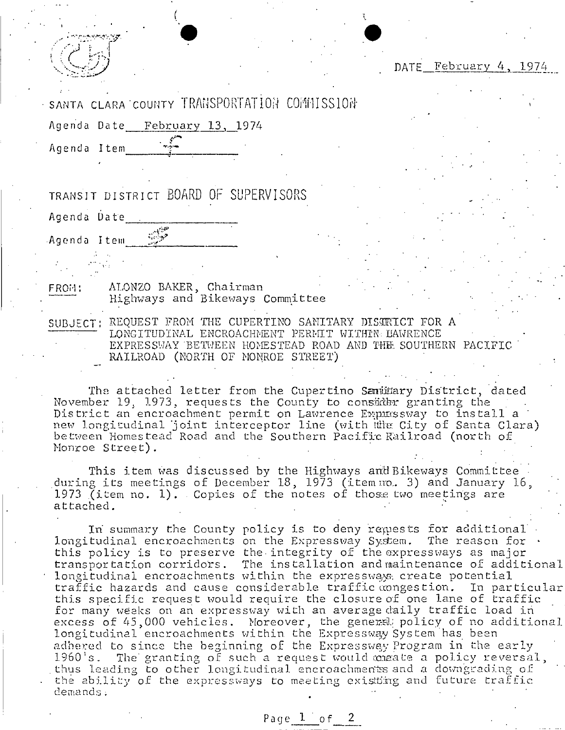DATE February 4, 1974

SANTA CLARA COUNTY TRANSPORTATION COMMISSION

Agenda Date February 13, 1974

Agenda Item 

TRANSIT DISTRICT BOARD OF SUPERVISORS

Agenda Date 

Agenda Item 

FROM: ALONZO BAKER, Chairman
Highways and Bikeways Committee

SUBJECT: REQUEST FROM THE CUPERTINO SANITARY DISTRICT FOR A LONGITUDINAL ENCROACHMENT PERMIT WITHIN LAWRENCE EXPRESSWAY BETWEEN HOMESTEAD ROAD AND THE SOUTHERN PACIFIC RAILROAD (NORTH OF MONROE STREET)

The attached letter from the Cupertino Sanitary District, dated November 19, 1973, requests the County to consider granting the District an encroachment permit on Lawrence Expressway to install a new longitudinal joint interceptor line (with the City of Santa Clara) between Homestead Road and the Southern Pacific Railroad (north of Monroe Street).

This item was discussed by the Highways and Bikeways Committee during its meetings of December 18, 1973 (item no. 3) and January 16, 1973 (item no. 1). Copies of the notes of those two meetings are attached.

In summary the County policy is to deny requests for additional longitudinal encroachments on the Expressway System. The reason for this policy is to preserve the integrity of the expressways as major transportation corridors. The installation and maintenance of additional longitudinal encroachments within the expressways create potential traffic hazards and cause considerable traffic congestion. In particular this specific request would require the closure of one lane of traffic for many weeks on an expressway with an average daily traffic load in excess of 45,000 vehicles. Moreover, the general policy of no additional longitudinal encroachments within the Expressway System has been adhered to since the beginning of the Expressway Program in the early 1960's. The granting of such a request would create a policy reversal, thus leading to other longitudinal encroachments and a downgrading of the ability of the expressways to meeting existing and future traffic demands.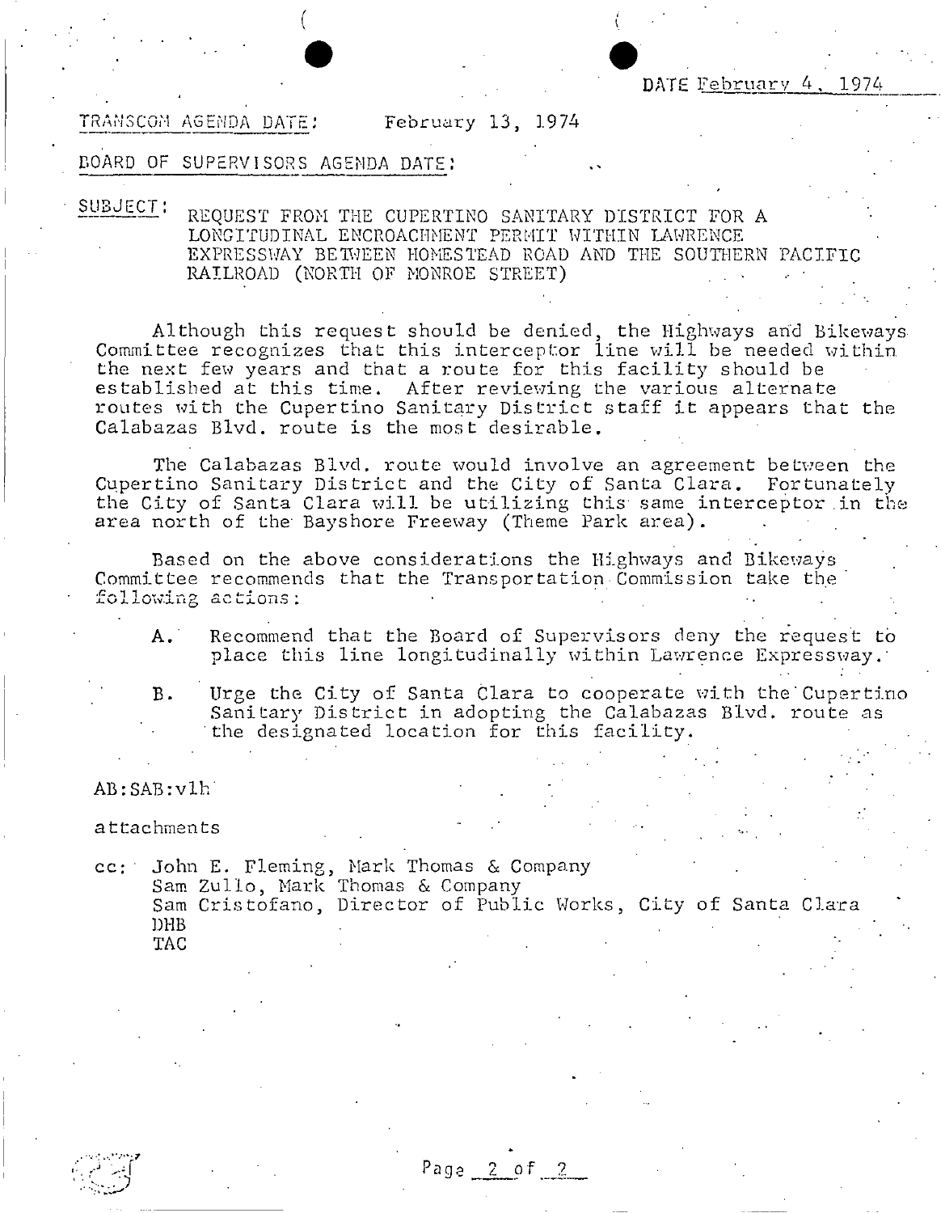DATE February 4, 1974

TRANSCOM AGENDA DATE: February 13, 1974

BOARD OF SUPERVISORS AGENDA DATE:

SUBJECT: REQUEST FROM THE CUPERTINO SANITARY DISTRICT FOR A LONGITUDINAL ENCROACHMENT PERMIT WITHIN LAWRENCE EXPRESSWAY BETWEEN HOMESTEAD ROAD AND THE SOUTHERN PACIFIC RAILROAD (NORTH OF MONROE STREET)

Although this request should be denied, the Highways and Bikeways Committee recognizes that this interceptor line will be needed within the next few years and that a route for this facility should be established at this time. After reviewing the various alternate routes with the Cupertino Sanitary District staff it appears that the Calabazas Blvd. route is the most desirable.

The Calabazas Blvd. route would involve an agreement between the Cupertino Sanitary District and the City of Santa Clara. Fortunately the City of Santa Clara will be utilizing this same interceptor in the area north of the Bayshore Freeway (Theme Park area).

Based on the above considerations the Highways and Bikeways Committee recommends that the Transportation Commission take the following actions:

A. Recommend that the Board of Supervisors deny the request to place this line longitudinally within Lawrence Expressway.

B. Urge the City of Santa Clara to cooperate with the Cupertino Sanitary District in adopting the Calabazas Blvd. route as the designated location for this facility.

AB:SAB:vlh

attachments

cc: John E. Fleming, Mark Thomas & Company
Sam Zullo, Mark Thomas & Company
Sam Cristofano, Director of Public Works, City of Santa Clara
DHB
TAC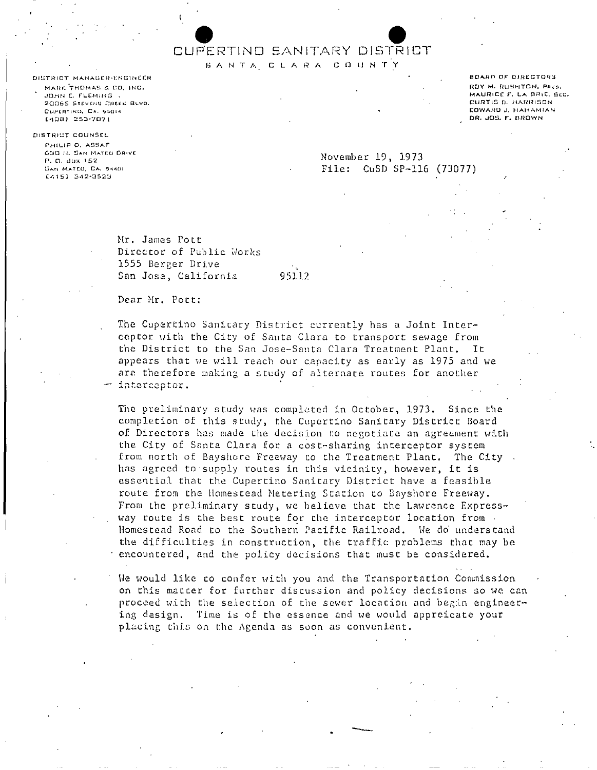# CUPERTINO SANITARY DISTRICT

SANTA CLARA COUNTY

DISTRICT MANAGER-ENGINEER
MARK THOMAS & CO. INC.
JOHN E. FLEMING
20065 STEVENS CREEK BLVD.
CUPERTINO, CA. 95014
(408) 253-7071

DISTRICT COUNSEL
PHILIP D. ASSAF
630 N. SAN MATEO DRIVE
P. O. BOX 152
SAN MATEO, CA. 94401
(415) 342-3523

BOARD OF DIRECTORS
ROY M. RUSHTON, PRES.
MAURICE F. LA BRIE, SEC.
CURTIS B. HARRISON
EDWARD J. HAHAMIAN
DR. JOS. F. BROWN

November 19, 1973
File: CuSD SP-116 (73077)

Mr. James Pott
Director of Public Works
1555 Berger Drive
San Jose, California 95112

Dear Mr. Pott:

The Cupertino Sanitary District currently has a Joint Interceptor with the City of Santa Clara to transport sewage from the District to the San Jose-Santa Clara Treatment Plant. It appears that we will reach our capacity as early as 1975 and we are therefore making a study of alternate routes for another interceptor.

The preliminary study was completed in October, 1973. Since the completion of this study, the Cupertino Sanitary District Board of Directors has made the decision to negotiate an agreement with the City of Santa Clara for a cost-sharing interceptor system from north of Bayshore Freeway to the Treatment Plant. The City has agreed to supply routes in this vicinity, however, it is essential that the Cupertino Sanitary District have a feasible route from the Homestead Metering Station to Bayshore Freeway. From the preliminary study, we believe that the Lawrence Expressway route is the best route for the interceptor location from Homestead Road to the Southern Pacific Railroad. We do understand the difficulties in construction, the traffic problems that may be encountered, and the policy decisions that must be considered.

We would like to confer with you and the Transportation Commission on this matter for further discussion and policy decisions so we can proceed with the selection of the sewer location and begin engineering design. Time is of the essence and we would appreicate your placing this on the Agenda as soon as convenient.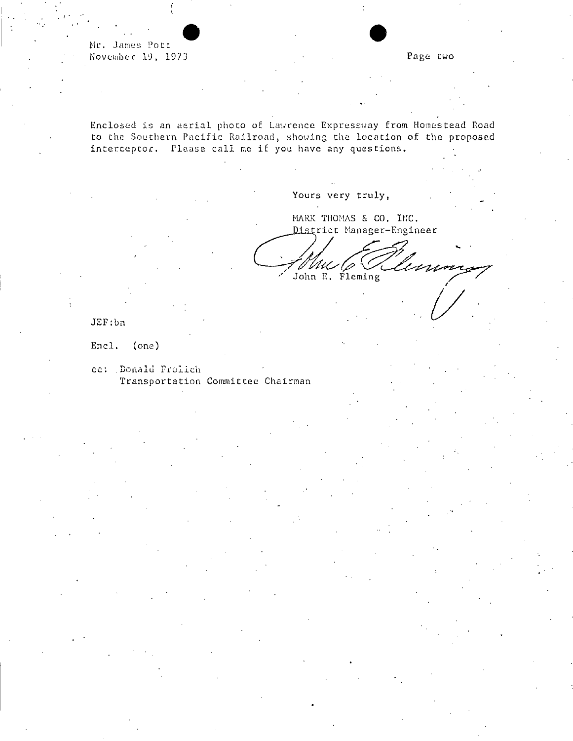Mr. James Pott
November 19, 1973

Enclosed is an aerial photo of Lawrence Expressway from Homestead Road to the Southern Pacific Railroad, showing the location of the proposed interceptor. Please call me if you have any questions.

Yours very truly,

MARK THOMAS & CO. INC.
District Manager-Engineer

John E. Fleming

JEF:bn

Encl. (one)

cc: Donald Frolich
Transportation Committee Chairman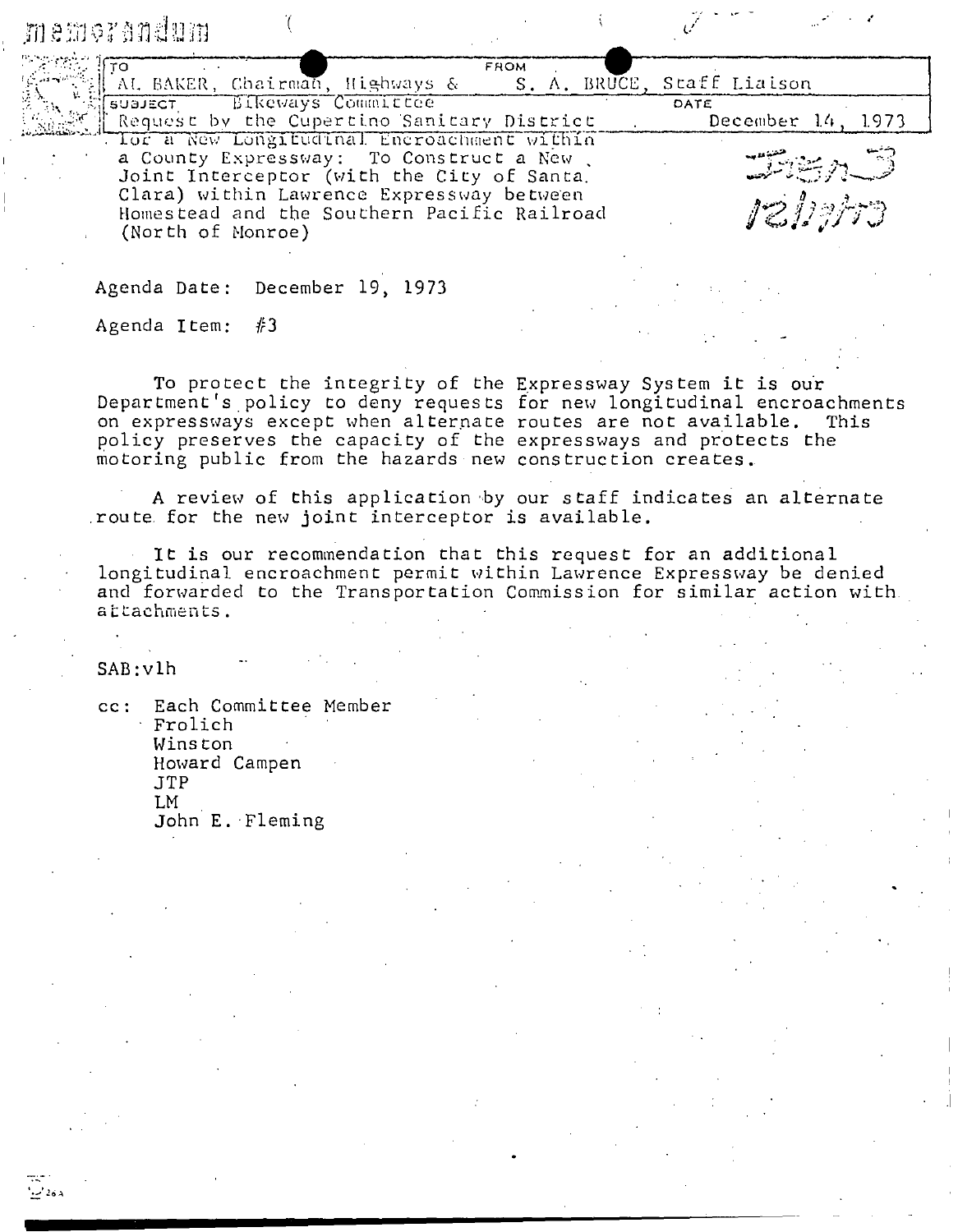# memorandum

| TO | FROM | DATE |
|---|---|---|
| AL BAKER, Chairman, Highways & Bikeways Committee | S. A. BRUCE, Staff Liaison | December 14, 1973 |

SUBJECT: Request by the Cupertino Sanitary District for a New Longitudinal Encroachment within a County Expressway: To Construct a New Joint Interceptor (with the City of Santa Clara) within Lawrence Expressway between Homestead and the Southern Pacific Railroad (North of Monroe)

Item 3
12/19/73

Agenda Date: December 19, 1973

Agenda Item: #3

To protect the integrity of the Expressway System it is our Department's policy to deny requests for new longitudinal encroachments on expressways except when alternate routes are not available. This policy preserves the capacity of the expressways and protects the motoring public from the hazards new construction creates.

A review of this application by our staff indicates an alternate route for the new joint interceptor is available.

It is our recommendation that this request for an additional longitudinal encroachment permit within Lawrence Expressway be denied and forwarded to the Transportation Commission for similar action with attachments.

SAB:vlh

cc: Each Committee Member
Frolich
Winston
Howard Campen
JTP
LM
John E. Fleming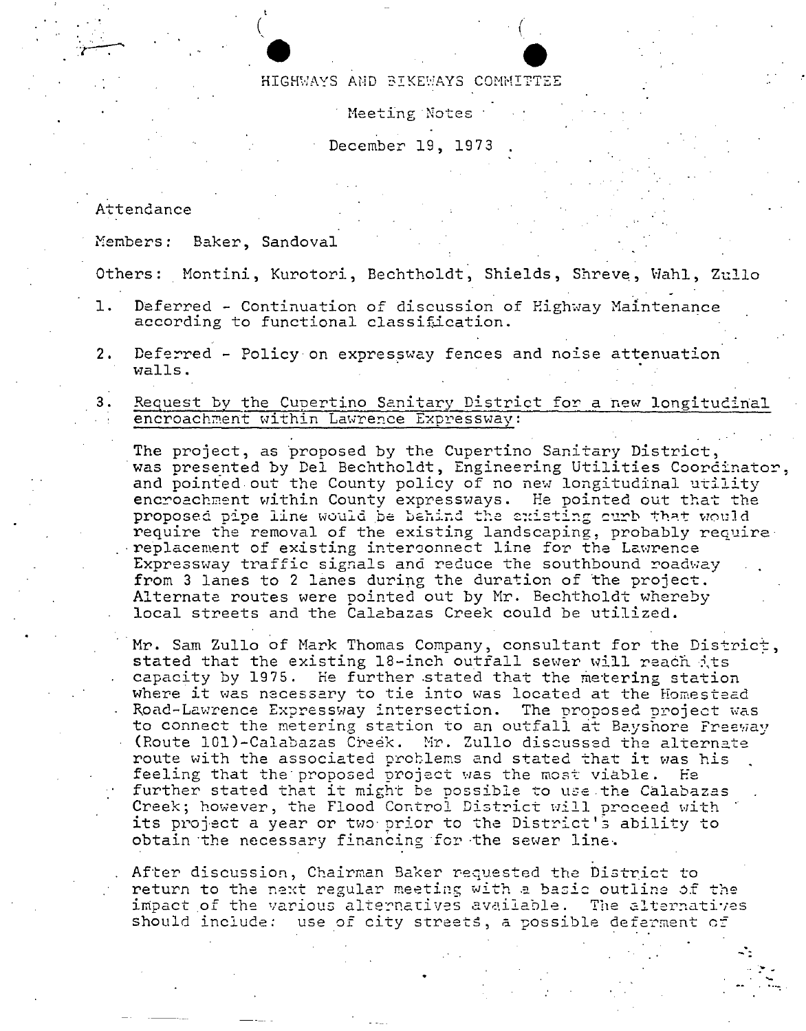# HIGHWAYS AND BIKEWAYS COMMITTEE

Meeting Notes

December 19, 1973

Attendance

Members: Baker, Sandoval

Others: Montini, Kurotori, Bechtholdt, Shields, Shreve, Wahl, Zullo

1. Deferred - Continuation of discussion of Highway Maintenance according to functional classification.

2. Deferred - Policy on expressway fences and noise attenuation walls.

3. Request by the Cupertino Sanitary District for a new longitudinal encroachment within Lawrence Expressway:

   The project, as proposed by the Cupertino Sanitary District, was presented by Del Bechtholdt, Engineering Utilities Coordinator, and pointed out the County policy of no new longitudinal utility encroachment within County expressways. He pointed out that the proposed pipe line would be behind the existing curb that would require the removal of the existing landscaping, probably require replacement of existing interconnect line for the Lawrence Expressway traffic signals and reduce the southbound roadway from 3 lanes to 2 lanes during the duration of the project. Alternate routes were pointed out by Mr. Bechtholdt whereby local streets and the Calabazas Creek could be utilized.

   Mr. Sam Zullo of Mark Thomas Company, consultant for the District, stated that the existing 18-inch outfall sewer will reach its capacity by 1975. He further stated that the metering station where it was necessary to tie into was located at the Homestead Road-Lawrence Expressway intersection. The proposed project was to connect the metering station to an outfall at Bayshore Freeway (Route 101)-Calabazas Creek. Mr. Zullo discussed the alternate route with the associated problems and stated that it was his feeling that the proposed project was the most viable. He further stated that it might be possible to use the Calabazas Creek; however, the Flood Control District will proceed with its project a year or two prior to the District's ability to obtain the necessary financing for the sewer line.

   After discussion, Chairman Baker requested the District to return to the next regular meeting with a basic outline of the impact of the various alternatives available. The alternatives should include: use of city streets, a possible deferment of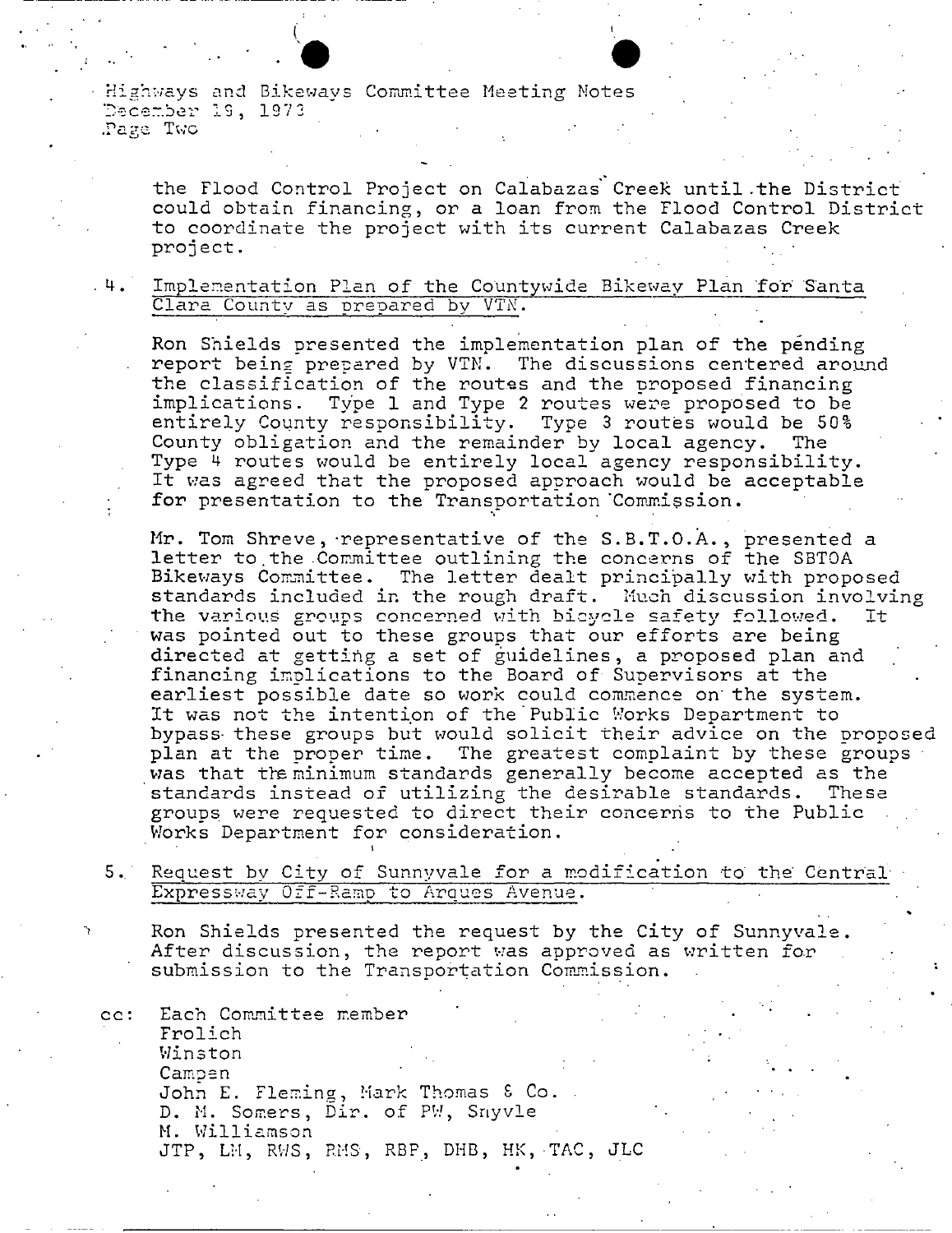the Flood Control Project on Calabazas Creek until the District could obtain financing, or a loan from the Flood Control District to coordinate the project with its current Calabazas Creek project.

4. Implementation Plan of the Countywide Bikeway Plan for Santa Clara County as prepared by VTN.

   Ron Shields presented the implementation plan of the pending report being prepared by VTN. The discussions centered around the classification of the routes and the proposed financing implications. Type 1 and Type 2 routes were proposed to be entirely County responsibility. Type 3 routes would be 50% County obligation and the remainder by local agency. The Type 4 routes would be entirely local agency responsibility. It was agreed that the proposed approach would be acceptable for presentation to the Transportation Commission.

   Mr. Tom Shreve, representative of the S.B.T.O.A., presented a letter to the Committee outlining the concerns of the SBTOA Bikeways Committee. The letter dealt principally with proposed standards included in the rough draft. Much discussion involving the various groups concerned with bicycle safety followed. It was pointed out to these groups that our efforts are being directed at getting a set of guidelines, a proposed plan and financing implications to the Board of Supervisors at the earliest possible date so work could commence on the system. It was not the intention of the Public Works Department to bypass these groups but would solicit their advice on the proposed plan at the proper time. The greatest complaint by these groups was that the minimum standards generally become accepted as the standards instead of utilizing the desirable standards. These groups were requested to direct their concerns to the Public Works Department for consideration.

5. Request by City of Sunnyvale for a modification to the Central Expressway Off-Ramp to Arques Avenue.

   Ron Shields presented the request by the City of Sunnyvale. After discussion, the report was approved as written for submission to the Transportation Commission.

cc: Each Committee member
Frolich
Winston
Campen
John E. Fleming, Mark Thomas & Co.
D. M. Somers, Dir. of PW, Snyvle
M. Williamson
JTP, LM, RWS, RMS, RBP, DHB, HK, TAC, JLC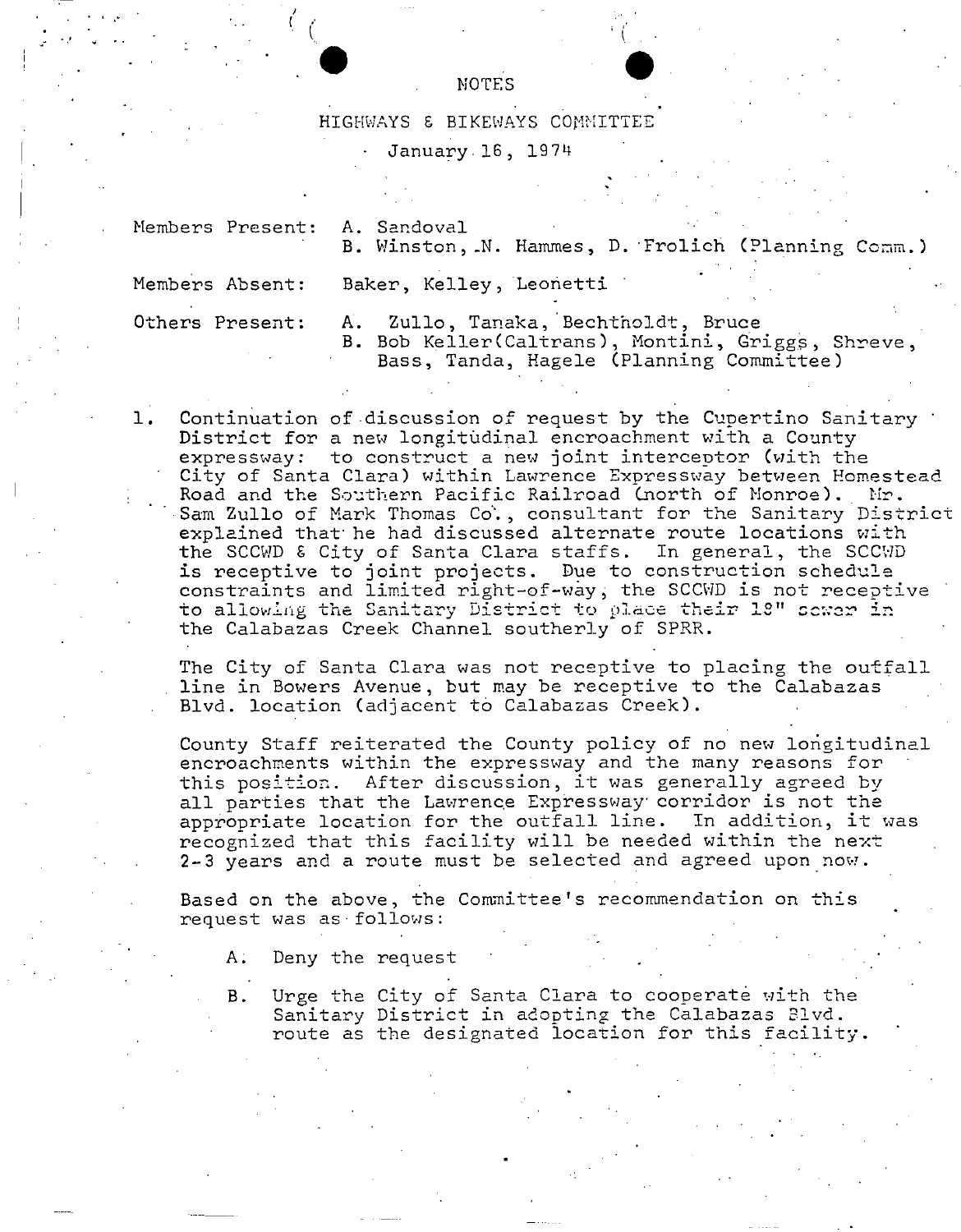# NOTES

## HIGHWAYS & BIKEWAYS COMMITTEE

January 16, 1974

Members Present: A. Sandoval
B. Winston, N. Hammes, D. Frolich (Planning Comm.)

Members Absent: Baker, Kelley, Leonetti

Others Present: A. Zullo, Tanaka, Bechtholdt, Bruce
B. Bob Keller (Caltrans), Montini, Griggs, Shreve, Bass, Tanda, Hagele (Planning Committee)

1. Continuation of discussion of request by the Cupertino Sanitary District for a new longitudinal encroachment with a County expressway: to construct a new joint interceptor (with the City of Santa Clara) within Lawrence Expressway between Homestead Road and the Southern Pacific Railroad (north of Monroe). Mr. Sam Zullo of Mark Thomas Co., consultant for the Sanitary District explained that he had discussed alternate route locations with the SCCWD & City of Santa Clara staffs. In general, the SCCWD is receptive to joint projects. Due to construction schedule constraints and limited right-of-way, the SCCWD is not receptive to allowing the Sanitary District to place their 18" sewer in the Calabazas Creek Channel southerly of SPRR.

   The City of Santa Clara was not receptive to placing the outfall line in Bowers Avenue, but may be receptive to the Calabazas Blvd. location (adjacent to Calabazas Creek).

   County Staff reiterated the County policy of no new longitudinal encroachments within the expressway and the many reasons for this position. After discussion, it was generally agreed by all parties that the Lawrence Expressway corridor is not the appropriate location for the outfall line. In addition, it was recognized that this facility will be needed within the next 2-3 years and a route must be selected and agreed upon now.

   Based on the above, the Committee's recommendation on this request was as follows:

   A. Deny the request

   B. Urge the City of Santa Clara to cooperate with the Sanitary District in adopting the Calabazas Blvd. route as the designated location for this facility.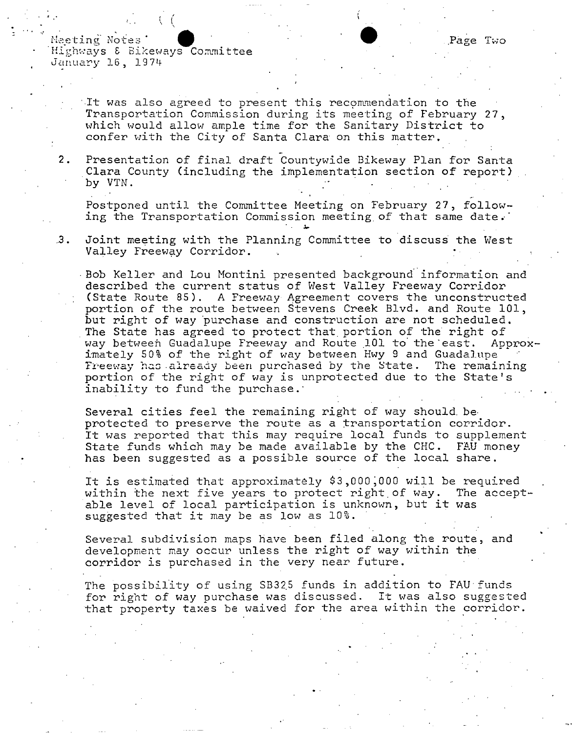It was also agreed to present this recommendation to the Transportation Commission during its meeting of February 27, which would allow ample time for the Sanitary District to confer with the City of Santa Clara on this matter.

2. Presentation of final draft Countywide Bikeway Plan for Santa Clara County (including the implementation section of report) by VTN.

   Postponed until the Committee Meeting on February 27, following the Transportation Commission meeting of that same date.

3. Joint meeting with the Planning Committee to discuss the West Valley Freeway Corridor.

   Bob Keller and Lou Montini presented background information and described the current status of West Valley Freeway Corridor (State Route 85). A Freeway Agreement covers the unconstructed portion of the route between Stevens Creek Blvd. and Route 101, but right of way purchase and construction are not scheduled. The State has agreed to protect that portion of the right of way between Guadalupe Freeway and Route 101 to the east. Approximately 50% of the right of way between Hwy 9 and Guadalupe Freeway has already been purchased by the State. The remaining portion of the right of way is unprotected due to the State's inability to fund the purchase.

   Several cities feel the remaining right of way should be protected to preserve the route as a transportation corridor. It was reported that this may require local funds to supplement State funds which may be made available by the CHC. FAU money has been suggested as a possible source of the local share.

   It is estimated that approximately $3,000,000 will be required within the next five years to protect right of way. The acceptable level of local participation is unknown, but it was suggested that it may be as low as 10%.

   Several subdivision maps have been filed along the route, and development may occur unless the right of way within the corridor is purchased in the very near future.

   The possibility of using SB325 funds in addition to FAU funds for right of way purchase was discussed. It was also suggested that property taxes be waived for the area within the corridor.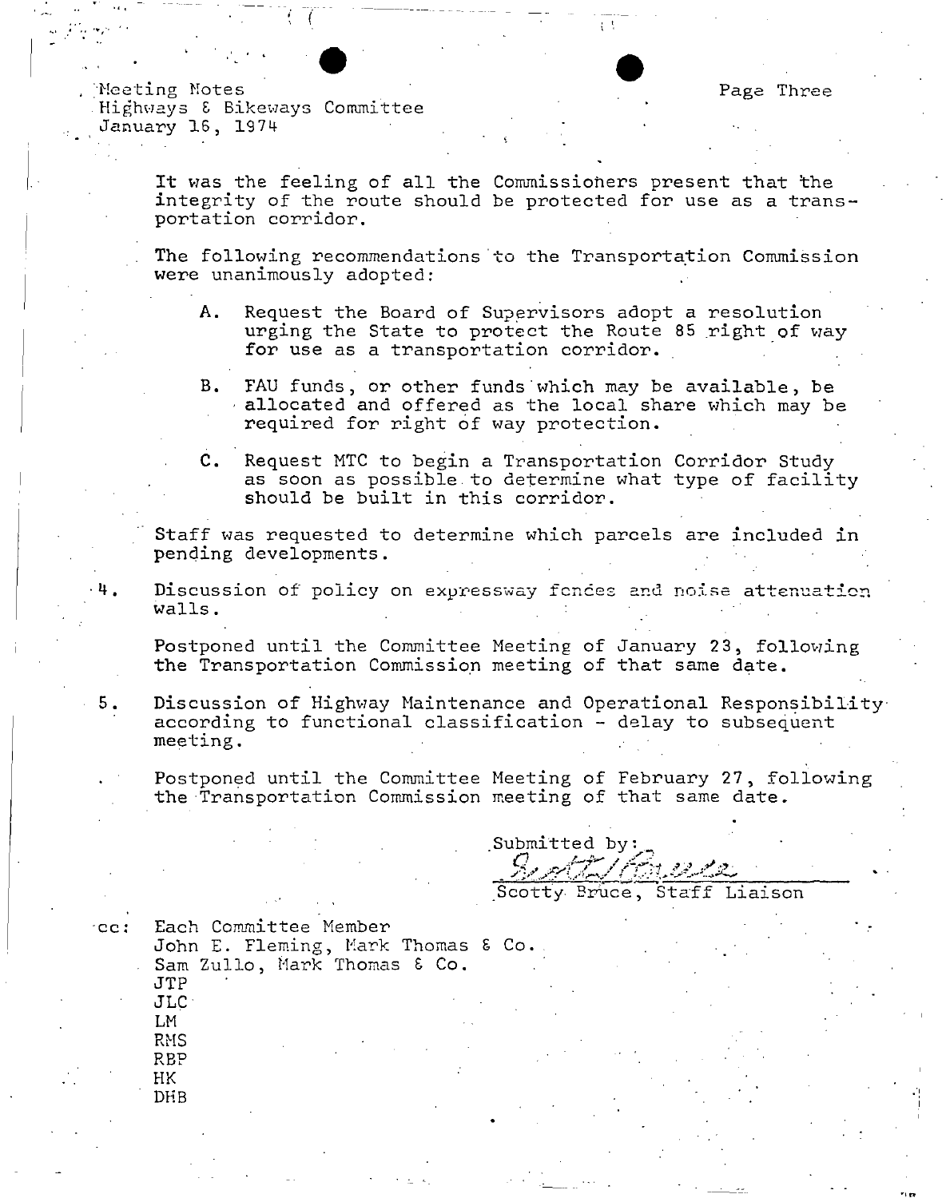It was the feeling of all the Commissioners present that the integrity of the route should be protected for use as a transportation corridor.

The following recommendations to the Transportation Commission were unanimously adopted:

A. Request the Board of Supervisors adopt a resolution urging the State to protect the Route 85 right of way for use as a transportation corridor.

B. FAU funds, or other funds which may be available, be allocated and offered as the local share which may be required for right of way protection.

C. Request MTC to begin a Transportation Corridor Study as soon as possible to determine what type of facility should be built in this corridor.

Staff was requested to determine which parcels are included in pending developments.

4. Discussion of policy on expressway fences and noise attenuation walls.

   Postponed until the Committee Meeting of January 23, following the Transportation Commission meeting of that same date.

5. Discussion of Highway Maintenance and Operational Responsibility according to functional classification - delay to subsequent meeting.

   Postponed until the Committee Meeting of February 27, following the Transportation Commission meeting of that same date.

Submitted by:

Scotty Bruce, Staff Liaison

cc: Each Committee Member
John E. Fleming, Mark Thomas & Co.
Sam Zullo, Mark Thomas & Co.
JTP
JLC
LM
RMS
RBP
HK
DHB